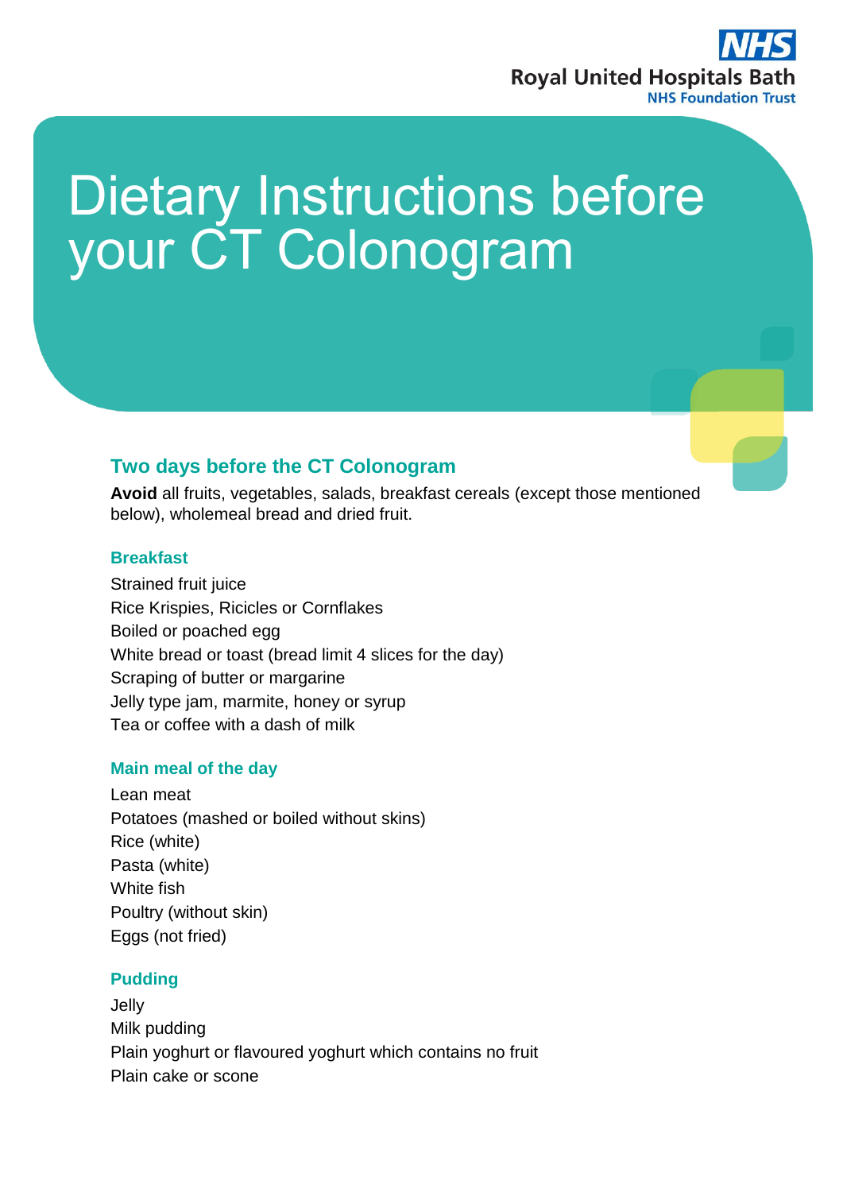# Dietary Instructions before your CT Colonogram

## Two days before the CT Colonogram

**Avoid** all fruits, vegetables, salads, breakfast cereals (except those mentioned below), wholemeal bread and dried fruit.

### Breakfast

Strained fruit juice
Rice Krispies, Ricicles or Cornflakes
Boiled or poached egg
White bread or toast (bread limit 4 slices for the day)
Scraping of butter or margarine
Jelly type jam, marmite, honey or syrup
Tea or coffee with a dash of milk

### Main meal of the day

Lean meat
Potatoes (mashed or boiled without skins)
Rice (white)
Pasta (white)
White fish
Poultry (without skin)
Eggs (not fried)

### Pudding

Jelly
Milk pudding
Plain yoghurt or flavoured yoghurt which contains no fruit
Plain cake or scone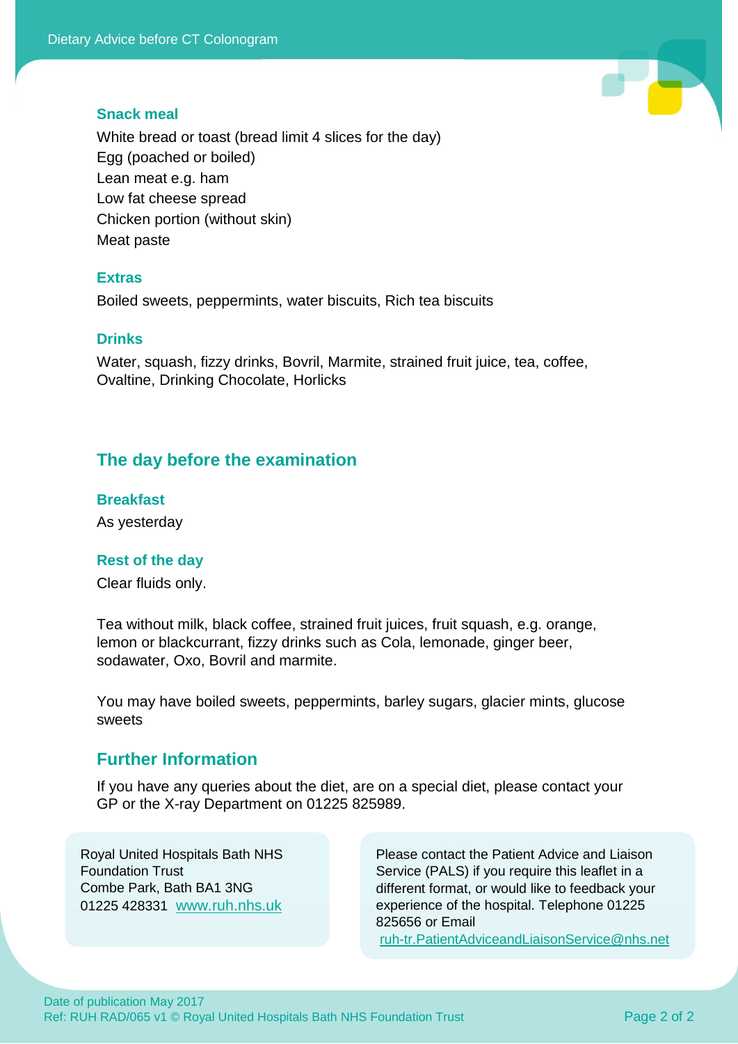### Snack meal

White bread or toast (bread limit 4 slices for the day)
Egg (poached or boiled)
Lean meat e.g. ham
Low fat cheese spread
Chicken portion (without skin)
Meat paste

### Extras

Boiled sweets, peppermints, water biscuits, Rich tea biscuits

### Drinks

Water, squash, fizzy drinks, Bovril, Marmite, strained fruit juice, tea, coffee, Ovaltine, Drinking Chocolate, Horlicks

## The day before the examination

### Breakfast

As yesterday

### Rest of the day

Clear fluids only.

Tea without milk, black coffee, strained fruit juices, fruit squash, e.g. orange, lemon or blackcurrant, fizzy drinks such as Cola, lemonade, ginger beer, sodawater, Oxo, Bovril and marmite.

You may have boiled sweets, peppermints, barley sugars, glacier mints, glucose sweets

## Further Information

If you have any queries about the diet, are on a special diet, please contact your GP or the X-ray Department on 01225 825989.

Royal United Hospitals Bath NHS Foundation Trust
Combe Park, Bath BA1 3NG
01225 428331 www.ruh.nhs.uk

Please contact the Patient Advice and Liaison Service (PALS) if you require this leaflet in a different format, or would like to feedback your experience of the hospital. Telephone 01225 825656 or Email ruh-tr.PatientAdviceandLiaisonService@nhs.net

Date of publication May 2017
Ref: RUH RAD/065 v1 © Royal United Hospitals Bath NHS Foundation Trust